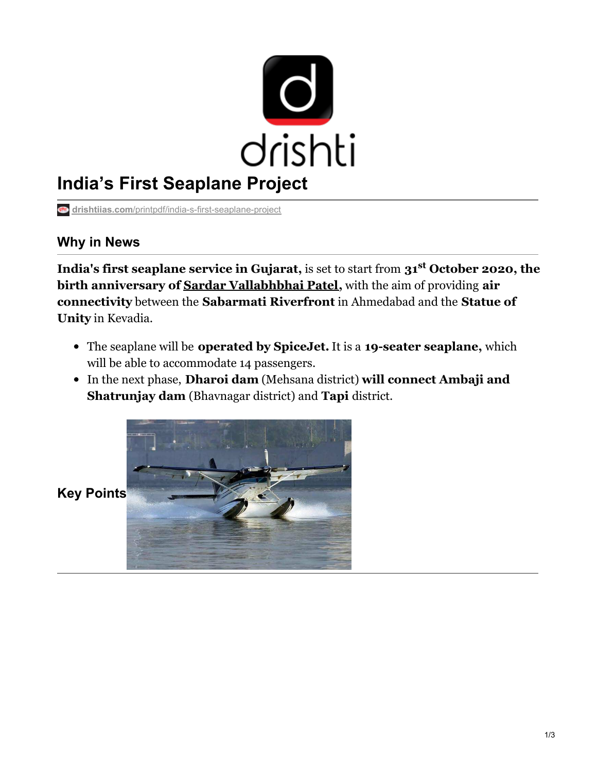# India's First Seaplane Project

drishtiias.com/printpdf/india-s-first-seaplane-project

## Why in News

**India's first seaplane service in Gujarat,** is set to start from **31st October 2020, the birth anniversary of Sardar Vallabhbhai Patel,** with the aim of providing **air connectivity** between the **Sabarmati Riverfront** in Ahmedabad and the **Statue of Unity** in Kevadia.

- The seaplane will be **operated by SpiceJet.** It is a **19-seater seaplane,** which will be able to accommodate 14 passengers.
- In the next phase, **Dharoi dam** (Mehsana district) **will connect Ambaji and Shatrunjay dam** (Bhavnagar district) and **Tapi** district.

## Key Points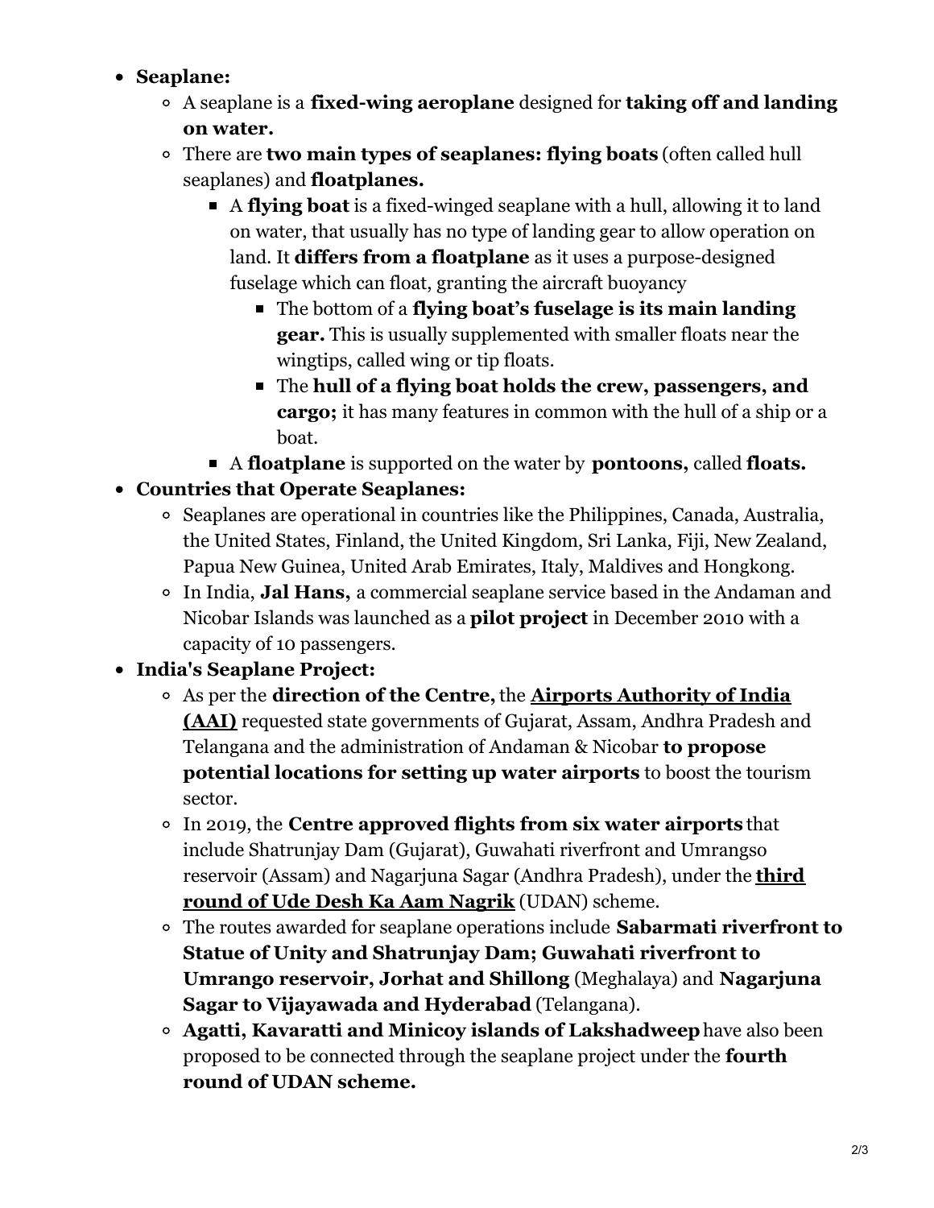- **Seaplane:**
  - A seaplane is a **fixed-wing aeroplane** designed for **taking off and landing on water.**
  - There are **two main types of seaplanes: flying boats** (often called hull seaplanes) and **floatplanes.**
    - A **flying boat** is a fixed-winged seaplane with a hull, allowing it to land on water, that usually has no type of landing gear to allow operation on land. It **differs from a floatplane** as it uses a purpose-designed fuselage which can float, granting the aircraft buoyancy
      - The bottom of a **flying boat's fuselage is its main landing gear.** This is usually supplemented with smaller floats near the wingtips, called wing or tip floats.
      - The **hull of a flying boat holds the crew, passengers, and cargo;** it has many features in common with the hull of a ship or a boat.
    - A **floatplane** is supported on the water by **pontoons,** called **floats.**
- **Countries that Operate Seaplanes:**
  - Seaplanes are operational in countries like the Philippines, Canada, Australia, the United States, Finland, the United Kingdom, Sri Lanka, Fiji, New Zealand, Papua New Guinea, United Arab Emirates, Italy, Maldives and Hongkong.
  - In India, **Jal Hans,** a commercial seaplane service based in the Andaman and Nicobar Islands was launched as a **pilot project** in December 2010 with a capacity of 10 passengers.
- **India's Seaplane Project:**
  - As per the **direction of the Centre,** the **Airports Authority of India (AAI)** requested state governments of Gujarat, Assam, Andhra Pradesh and Telangana and the administration of Andaman & Nicobar **to propose potential locations for setting up water airports** to boost the tourism sector.
  - In 2019, the **Centre approved flights from six water airports** that include Shatrunjay Dam (Gujarat), Guwahati riverfront and Umrangso reservoir (Assam) and Nagarjuna Sagar (Andhra Pradesh), under the **third round of Ude Desh Ka Aam Nagrik** (UDAN) scheme.
  - The routes awarded for seaplane operations include **Sabarmati riverfront to Statue of Unity and Shatrunjay Dam; Guwahati riverfront to Umrango reservoir, Jorhat and Shillong** (Meghalaya) and **Nagarjuna Sagar to Vijayawada and Hyderabad** (Telangana).
  - **Agatti, Kavaratti and Minicoy islands of Lakshadweep** have also been proposed to be connected through the seaplane project under the **fourth round of UDAN scheme.**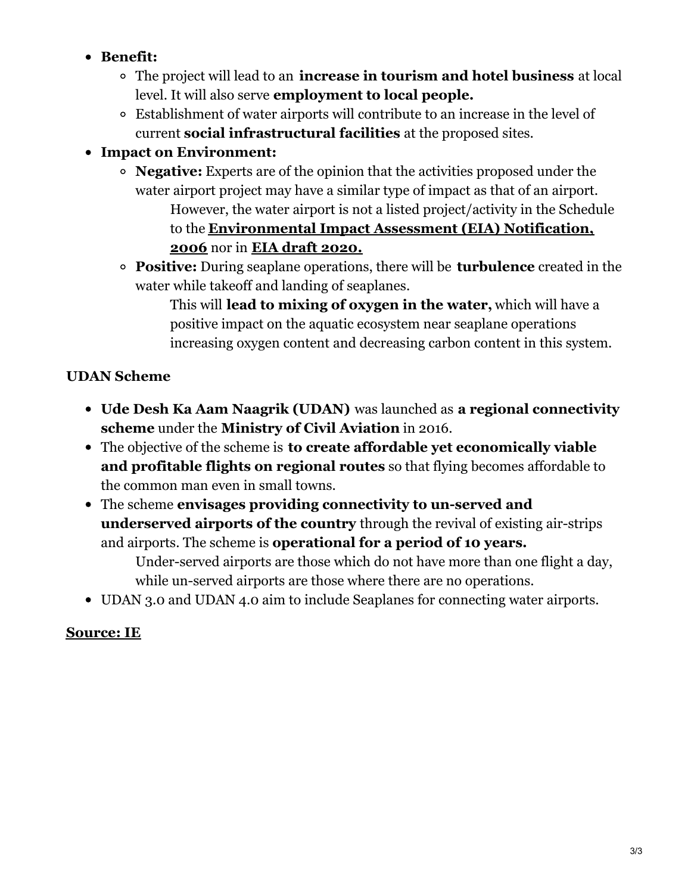- **Benefit:**
  - The project will lead to an **increase in tourism and hotel business** at local level. It will also serve **employment to local people.**
  - Establishment of water airports will contribute to an increase in the level of current **social infrastructural facilities** at the proposed sites.
- **Impact on Environment:**
  - **Negative:** Experts are of the opinion that the activities proposed under the water airport project may have a similar type of impact as that of an airport.
    - However, the water airport is not a listed project/activity in the Schedule to the **Environmental Impact Assessment (EIA) Notification, 2006** nor in **EIA draft 2020.**
  - **Positive:** During seaplane operations, there will be **turbulence** created in the water while takeoff and landing of seaplanes.
    - This will **lead to mixing of oxygen in the water,** which will have a positive impact on the aquatic ecosystem near seaplane operations increasing oxygen content and decreasing carbon content in this system.

**UDAN Scheme**

- **Ude Desh Ka Aam Naagrik (UDAN)** was launched as **a regional connectivity scheme** under the **Ministry of Civil Aviation** in 2016.
- The objective of the scheme is **to create affordable yet economically viable and profitable flights on regional routes** so that flying becomes affordable to the common man even in small towns.
- The scheme **envisages providing connectivity to un-served and underserved airports of the country** through the revival of existing air-strips and airports. The scheme is **operational for a period of 10 years.**
  - Under-served airports are those which do not have more than one flight a day, while un-served airports are those where there are no operations.
- UDAN 3.0 and UDAN 4.0 aim to include Seaplanes for connecting water airports.

**Source: IE**